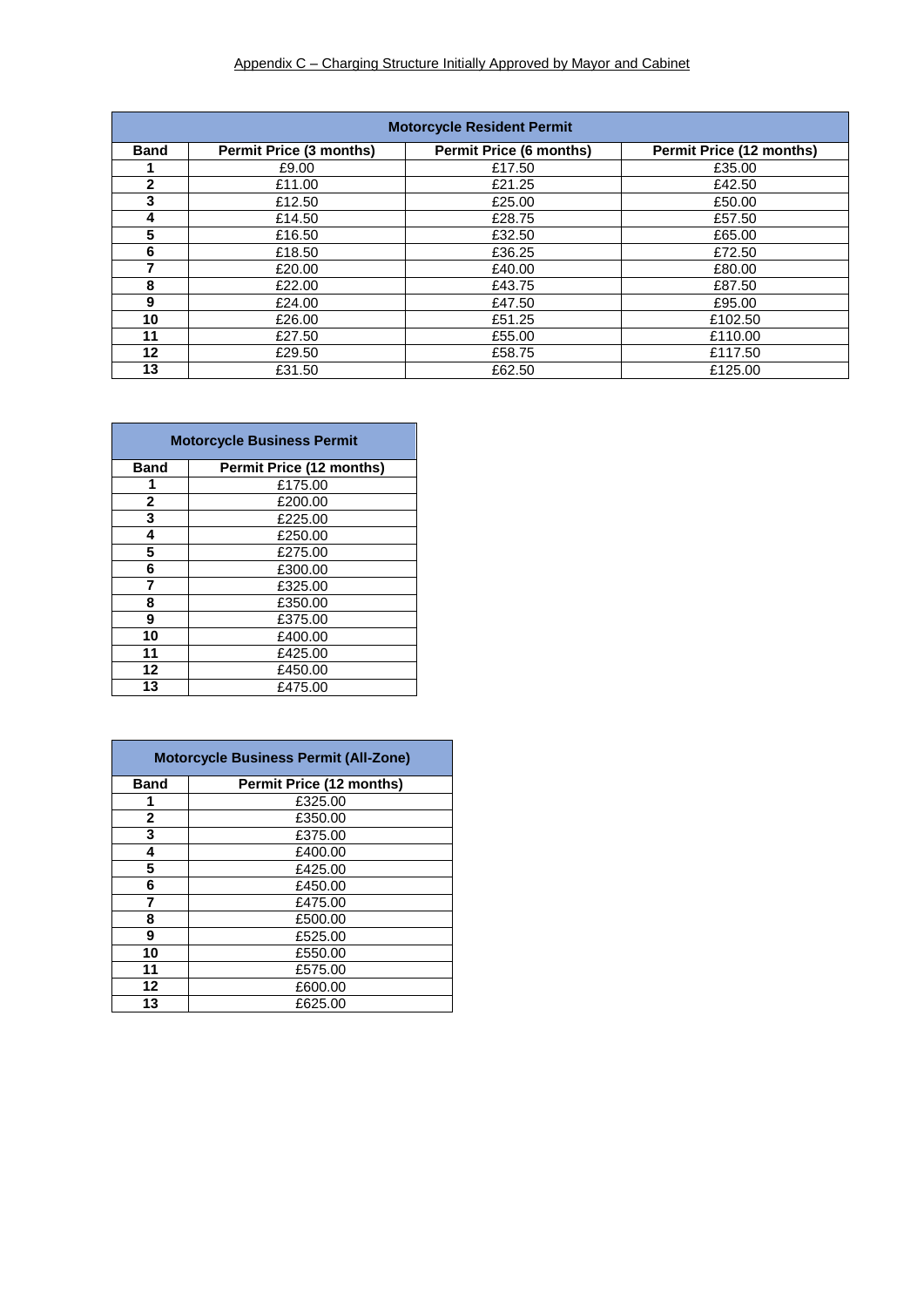Appendix C – Charging Structure Initially Approved by Mayor and Cabinet

| Motorcycle Resident Permit | | | |
|---|---|---|---|
| **Band** | **Permit Price (3 months)** | **Permit Price (6 months)** | **Permit Price (12 months)** |
| 1 | £9.00 | £17.50 | £35.00 |
| 2 | £11.00 | £21.25 | £42.50 |
| 3 | £12.50 | £25.00 | £50.00 |
| 4 | £14.50 | £28.75 | £57.50 |
| 5 | £16.50 | £32.50 | £65.00 |
| 6 | £18.50 | £36.25 | £72.50 |
| 7 | £20.00 | £40.00 | £80.00 |
| 8 | £22.00 | £43.75 | £87.50 |
| 9 | £24.00 | £47.50 | £95.00 |
| 10 | £26.00 | £51.25 | £102.50 |
| 11 | £27.50 | £55.00 | £110.00 |
| 12 | £29.50 | £58.75 | £117.50 |
| 13 | £31.50 | £62.50 | £125.00 |

| Motorcycle Business Permit | |
|---|---|
| **Band** | **Permit Price (12 months)** |
| 1 | £175.00 |
| 2 | £200.00 |
| 3 | £225.00 |
| 4 | £250.00 |
| 5 | £275.00 |
| 6 | £300.00 |
| 7 | £325.00 |
| 8 | £350.00 |
| 9 | £375.00 |
| 10 | £400.00 |
| 11 | £425.00 |
| 12 | £450.00 |
| 13 | £475.00 |

| Motorcycle Business Permit (All-Zone) | |
|---|---|
| **Band** | **Permit Price (12 months)** |
| 1 | £325.00 |
| 2 | £350.00 |
| 3 | £375.00 |
| 4 | £400.00 |
| 5 | £425.00 |
| 6 | £450.00 |
| 7 | £475.00 |
| 8 | £500.00 |
| 9 | £525.00 |
| 10 | £550.00 |
| 11 | £575.00 |
| 12 | £600.00 |
| 13 | £625.00 |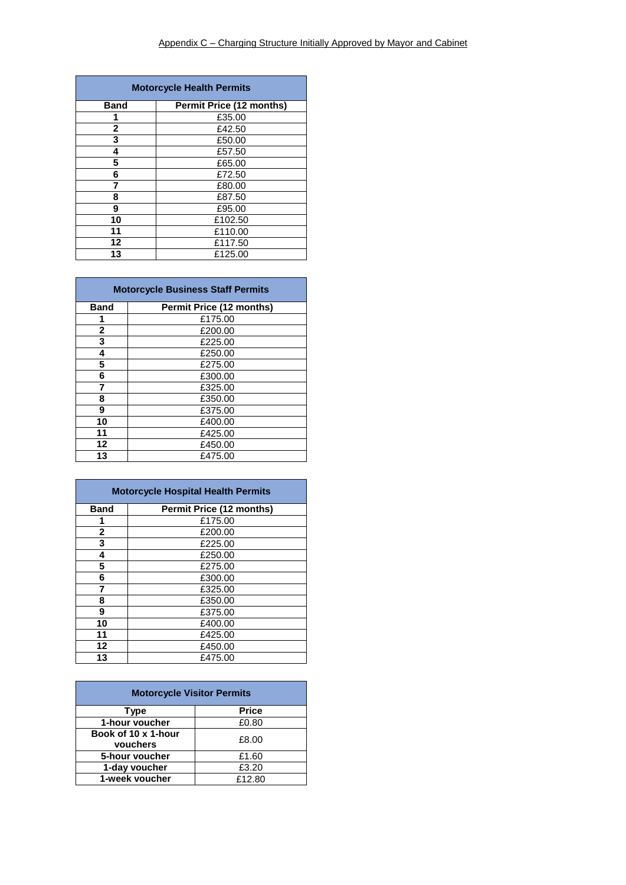Appendix C – Charging Structure Initially Approved by Mayor and Cabinet

| Motorcycle Health Permits | |
|---|---|
| **Band** | **Permit Price (12 months)** |
| **1** | £35.00 |
| **2** | £42.50 |
| **3** | £50.00 |
| **4** | £57.50 |
| **5** | £65.00 |
| **6** | £72.50 |
| **7** | £80.00 |
| **8** | £87.50 |
| **9** | £95.00 |
| **10** | £102.50 |
| **11** | £110.00 |
| **12** | £117.50 |
| **13** | £125.00 |

| Motorcycle Business Staff Permits | |
|---|---|
| **Band** | **Permit Price (12 months)** |
| **1** | £175.00 |
| **2** | £200.00 |
| **3** | £225.00 |
| **4** | £250.00 |
| **5** | £275.00 |
| **6** | £300.00 |
| **7** | £325.00 |
| **8** | £350.00 |
| **9** | £375.00 |
| **10** | £400.00 |
| **11** | £425.00 |
| **12** | £450.00 |
| **13** | £475.00 |

| Motorcycle Hospital Health Permits | |
|---|---|
| **Band** | **Permit Price (12 months)** |
| **1** | £175.00 |
| **2** | £200.00 |
| **3** | £225.00 |
| **4** | £250.00 |
| **5** | £275.00 |
| **6** | £300.00 |
| **7** | £325.00 |
| **8** | £350.00 |
| **9** | £375.00 |
| **10** | £400.00 |
| **11** | £425.00 |
| **12** | £450.00 |
| **13** | £475.00 |

| Motorcycle Visitor Permits | |
|---|---|
| **Type** | **Price** |
| **1-hour voucher** | £0.80 |
| **Book of 10 x 1-hour vouchers** | £8.00 |
| **5-hour voucher** | £1.60 |
| **1-day voucher** | £3.20 |
| **1-week voucher** | £12.80 |